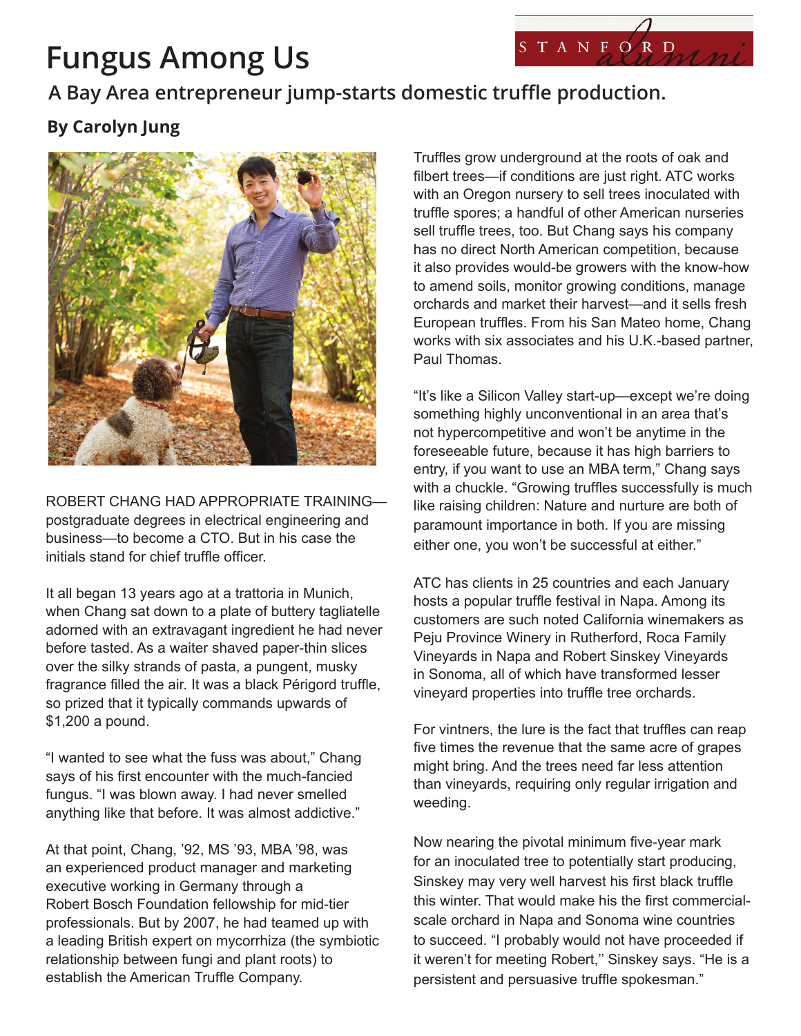# Fungus Among Us

## A Bay Area entrepreneur jump-starts domestic truffle production.

**By Carolyn Jung**

ROBERT CHANG HAD APPROPRIATE TRAINING—postgraduate degrees in electrical engineering and business—to become a CTO. But in his case the initials stand for chief truffle officer.

It all began 13 years ago at a trattoria in Munich, when Chang sat down to a plate of buttery tagliatelle adorned with an extravagant ingredient he had never before tasted. As a waiter shaved paper-thin slices over the silky strands of pasta, a pungent, musky fragrance filled the air. It was a black Périgord truffle, so prized that it typically commands upwards of $1,200 a pound.

"I wanted to see what the fuss was about," Chang says of his first encounter with the much-fancied fungus. "I was blown away. I had never smelled anything like that before. It was almost addictive."

At that point, Chang, '92, MS '93, MBA '98, was an experienced product manager and marketing executive working in Germany through a Robert Bosch Foundation fellowship for mid-tier professionals. But by 2007, he had teamed up with a leading British expert on mycorrhiza (the symbiotic relationship between fungi and plant roots) to establish the American Truffle Company.

Truffles grow underground at the roots of oak and filbert trees—if conditions are just right. ATC works with an Oregon nursery to sell trees inoculated with truffle spores; a handful of other American nurseries sell truffle trees, too. But Chang says his company has no direct North American competition, because it also provides would-be growers with the know-how to amend soils, monitor growing conditions, manage orchards and market their harvest—and it sells fresh European truffles. From his San Mateo home, Chang works with six associates and his U.K.-based partner, Paul Thomas.

"It's like a Silicon Valley start-up—except we're doing something highly unconventional in an area that's not hypercompetitive and won't be anytime in the foreseeable future, because it has high barriers to entry, if you want to use an MBA term," Chang says with a chuckle. "Growing truffles successfully is much like raising children: Nature and nurture are both of paramount importance in both. If you are missing either one, you won't be successful at either."

ATC has clients in 25 countries and each January hosts a popular truffle festival in Napa. Among its customers are such noted California winemakers as Peju Province Winery in Rutherford, Roca Family Vineyards in Napa and Robert Sinskey Vineyards in Sonoma, all of which have transformed lesser vineyard properties into truffle tree orchards.

For vintners, the lure is the fact that truffles can reap five times the revenue that the same acre of grapes might bring. And the trees need far less attention than vineyards, requiring only regular irrigation and weeding.

Now nearing the pivotal minimum five-year mark for an inoculated tree to potentially start producing, Sinskey may very well harvest his first black truffle this winter. That would make his the first commercial-scale orchard in Napa and Sonoma wine countries to succeed. "I probably would not have proceeded if it weren't for meeting Robert," Sinskey says. "He is a persistent and persuasive truffle spokesman."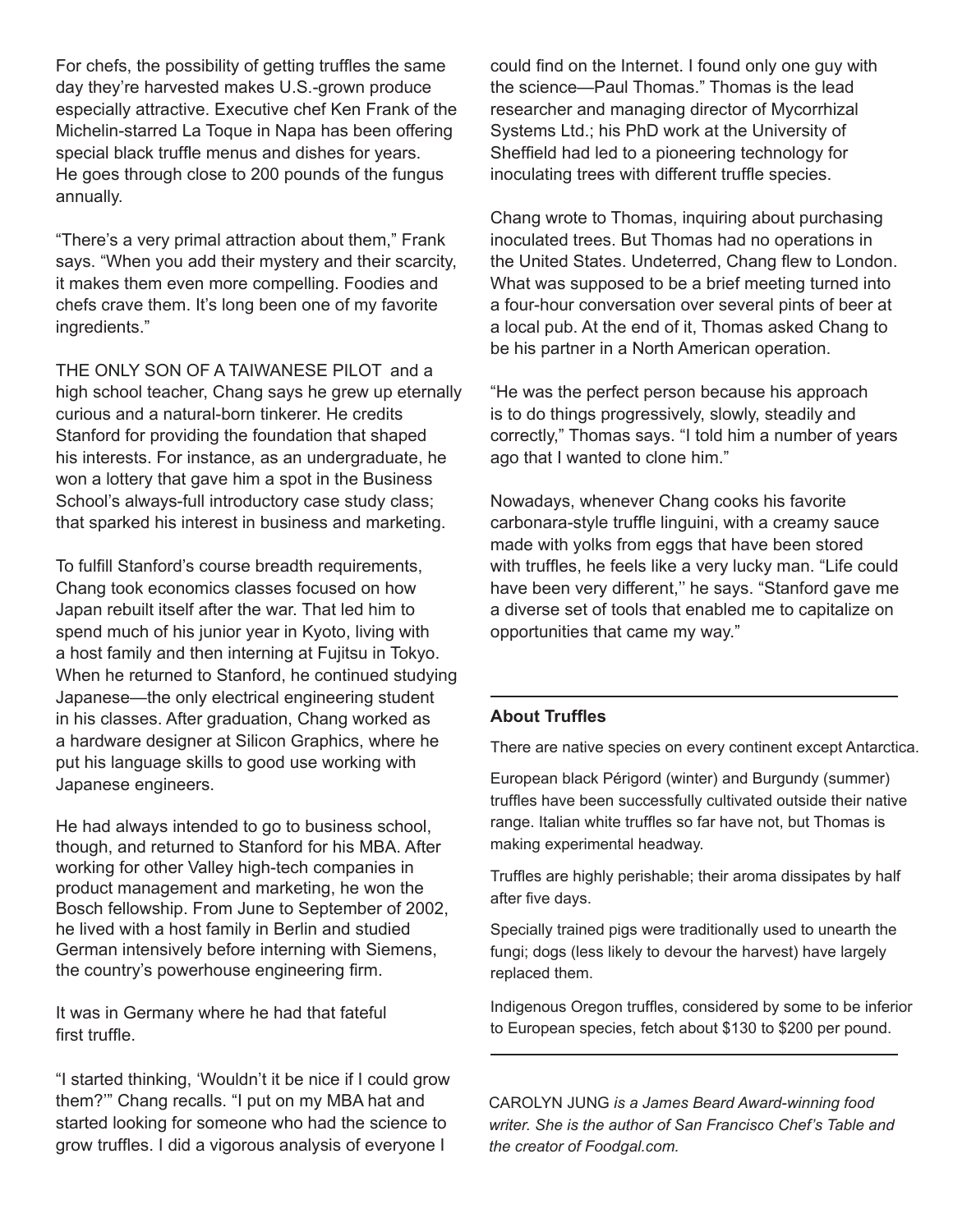For chefs, the possibility of getting truffles the same day they're harvested makes U.S.-grown produce especially attractive. Executive chef Ken Frank of the Michelin-starred La Toque in Napa has been offering special black truffle menus and dishes for years. He goes through close to 200 pounds of the fungus annually.

"There's a very primal attraction about them," Frank says. "When you add their mystery and their scarcity, it makes them even more compelling. Foodies and chefs crave them. It's long been one of my favorite ingredients."

THE ONLY SON OF A TAIWANESE PILOT and a high school teacher, Chang says he grew up eternally curious and a natural-born tinkerer. He credits Stanford for providing the foundation that shaped his interests. For instance, as an undergraduate, he won a lottery that gave him a spot in the Business School's always-full introductory case study class; that sparked his interest in business and marketing.

To fulfill Stanford's course breadth requirements, Chang took economics classes focused on how Japan rebuilt itself after the war. That led him to spend much of his junior year in Kyoto, living with a host family and then interning at Fujitsu in Tokyo. When he returned to Stanford, he continued studying Japanese—the only electrical engineering student in his classes. After graduation, Chang worked as a hardware designer at Silicon Graphics, where he put his language skills to good use working with Japanese engineers.

He had always intended to go to business school, though, and returned to Stanford for his MBA. After working for other Valley high-tech companies in product management and marketing, he won the Bosch fellowship. From June to September of 2002, he lived with a host family in Berlin and studied German intensively before interning with Siemens, the country's powerhouse engineering firm.

It was in Germany where he had that fateful first truffle.

"I started thinking, 'Wouldn't it be nice if I could grow them?'" Chang recalls. "I put on my MBA hat and started looking for someone who had the science to grow truffles. I did a vigorous analysis of everyone I could find on the Internet. I found only one guy with the science—Paul Thomas." Thomas is the lead researcher and managing director of Mycorrhizal Systems Ltd.; his PhD work at the University of Sheffield had led to a pioneering technology for inoculating trees with different truffle species.

Chang wrote to Thomas, inquiring about purchasing inoculated trees. But Thomas had no operations in the United States. Undeterred, Chang flew to London. What was supposed to be a brief meeting turned into a four-hour conversation over several pints of beer at a local pub. At the end of it, Thomas asked Chang to be his partner in a North American operation.

"He was the perfect person because his approach is to do things progressively, slowly, steadily and correctly," Thomas says. "I told him a number of years ago that I wanted to clone him."

Nowadays, whenever Chang cooks his favorite carbonara-style truffle linguini, with a creamy sauce made with yolks from eggs that have been stored with truffles, he feels like a very lucky man. "Life could have been very different," he says. "Stanford gave me a diverse set of tools that enabled me to capitalize on opportunities that came my way."

---

**About Truffles**

There are native species on every continent except Antarctica.

European black Périgord (winter) and Burgundy (summer) truffles have been successfully cultivated outside their native range. Italian white truffles so far have not, but Thomas is making experimental headway.

Truffles are highly perishable; their aroma dissipates by half after five days.

Specially trained pigs were traditionally used to unearth the fungi; dogs (less likely to devour the harvest) have largely replaced them.

Indigenous Oregon truffles, considered by some to be inferior to European species, fetch about $130 to $200 per pound.

---

CAROLYN JUNG *is a James Beard Award-winning food writer. She is the author of San Francisco Chef's Table and the creator of Foodgal.com.*